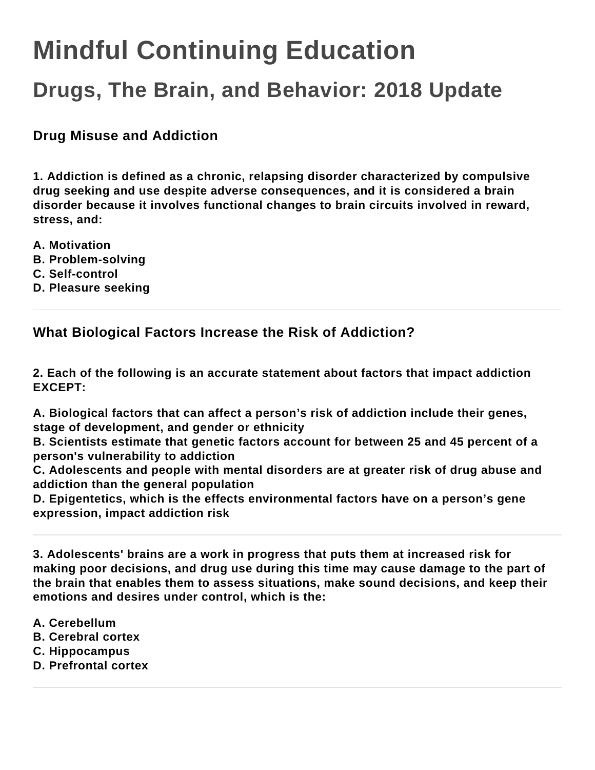# Mindful Continuing Education

## Drugs, The Brain, and Behavior: 2018 Update

### Drug Misuse and Addiction

**1. Addiction is defined as a chronic, relapsing disorder characterized by compulsive drug seeking and use despite adverse consequences, and it is considered a brain disorder because it involves functional changes to brain circuits involved in reward, stress, and:**

**A. Motivation**
**B. Problem-solving**
**C. Self-control**
**D. Pleasure seeking**

---

### What Biological Factors Increase the Risk of Addiction?

**2. Each of the following is an accurate statement about factors that impact addiction EXCEPT:**

**A. Biological factors that can affect a person's risk of addiction include their genes, stage of development, and gender or ethnicity**
**B. Scientists estimate that genetic factors account for between 25 and 45 percent of a person's vulnerability to addiction**
**C. Adolescents and people with mental disorders are at greater risk of drug abuse and addiction than the general population**
**D. Epigentetics, which is the effects environmental factors have on a person's gene expression, impact addiction risk**

---

**3. Adolescents' brains are a work in progress that puts them at increased risk for making poor decisions, and drug use during this time may cause damage to the part of the brain that enables them to assess situations, make sound decisions, and keep their emotions and desires under control, which is the:**

**A. Cerebellum**
**B. Cerebral cortex**
**C. Hippocampus**
**D. Prefrontal cortex**

---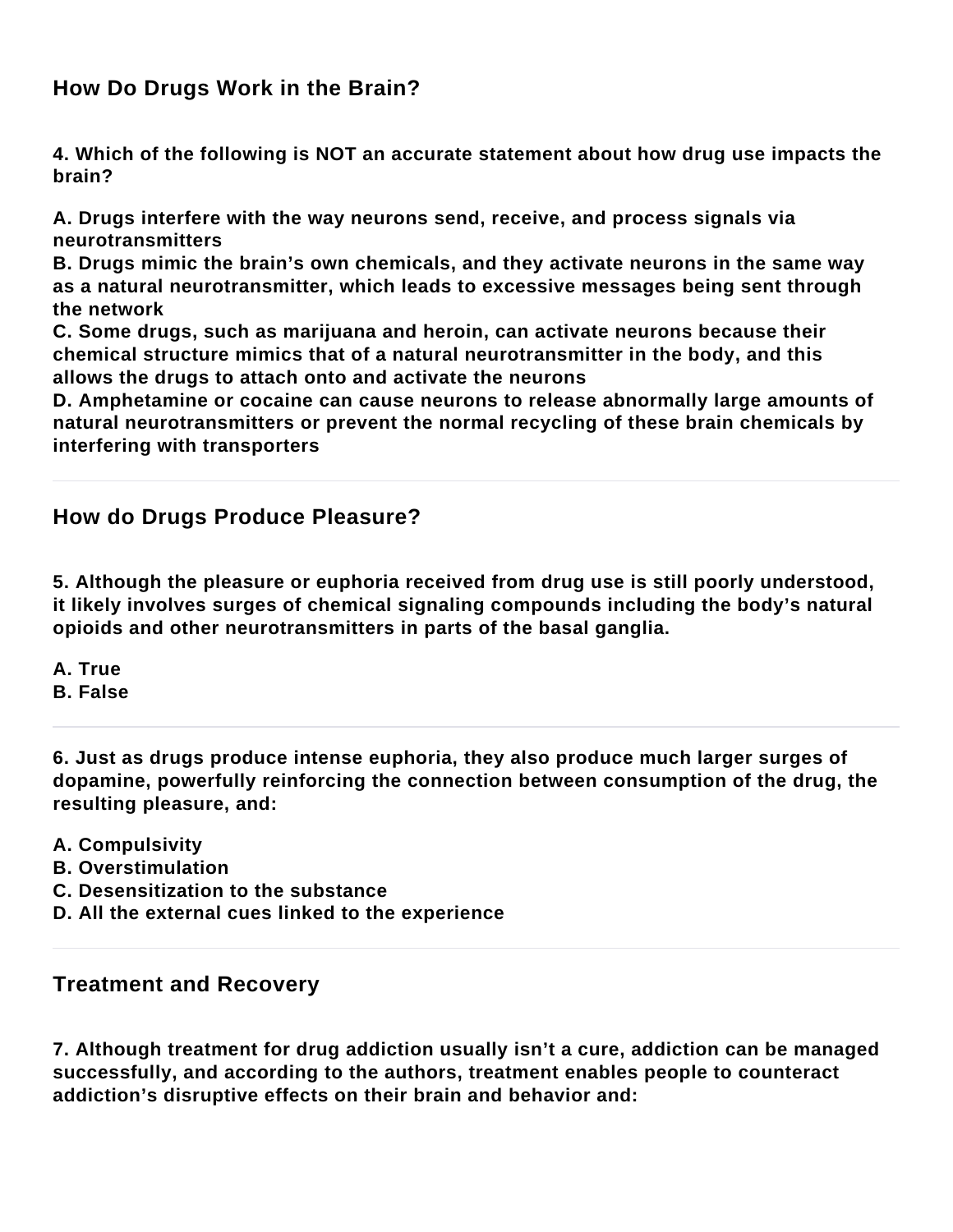## How Do Drugs Work in the Brain?

**4. Which of the following is NOT an accurate statement about how drug use impacts the brain?**

**A. Drugs interfere with the way neurons send, receive, and process signals via neurotransmitters**
**B. Drugs mimic the brain's own chemicals, and they activate neurons in the same way as a natural neurotransmitter, which leads to excessive messages being sent through the network**
**C. Some drugs, such as marijuana and heroin, can activate neurons because their chemical structure mimics that of a natural neurotransmitter in the body, and this allows the drugs to attach onto and activate the neurons**
**D. Amphetamine or cocaine can cause neurons to release abnormally large amounts of natural neurotransmitters or prevent the normal recycling of these brain chemicals by interfering with transporters**

---

## How do Drugs Produce Pleasure?

**5. Although the pleasure or euphoria received from drug use is still poorly understood, it likely involves surges of chemical signaling compounds including the body's natural opioids and other neurotransmitters in parts of the basal ganglia.**

**A. True**
**B. False**

---

**6. Just as drugs produce intense euphoria, they also produce much larger surges of dopamine, powerfully reinforcing the connection between consumption of the drug, the resulting pleasure, and:**

**A. Compulsivity**
**B. Overstimulation**
**C. Desensitization to the substance**
**D. All the external cues linked to the experience**

---

## Treatment and Recovery

**7. Although treatment for drug addiction usually isn't a cure, addiction can be managed successfully, and according to the authors, treatment enables people to counteract addiction's disruptive effects on their brain and behavior and:**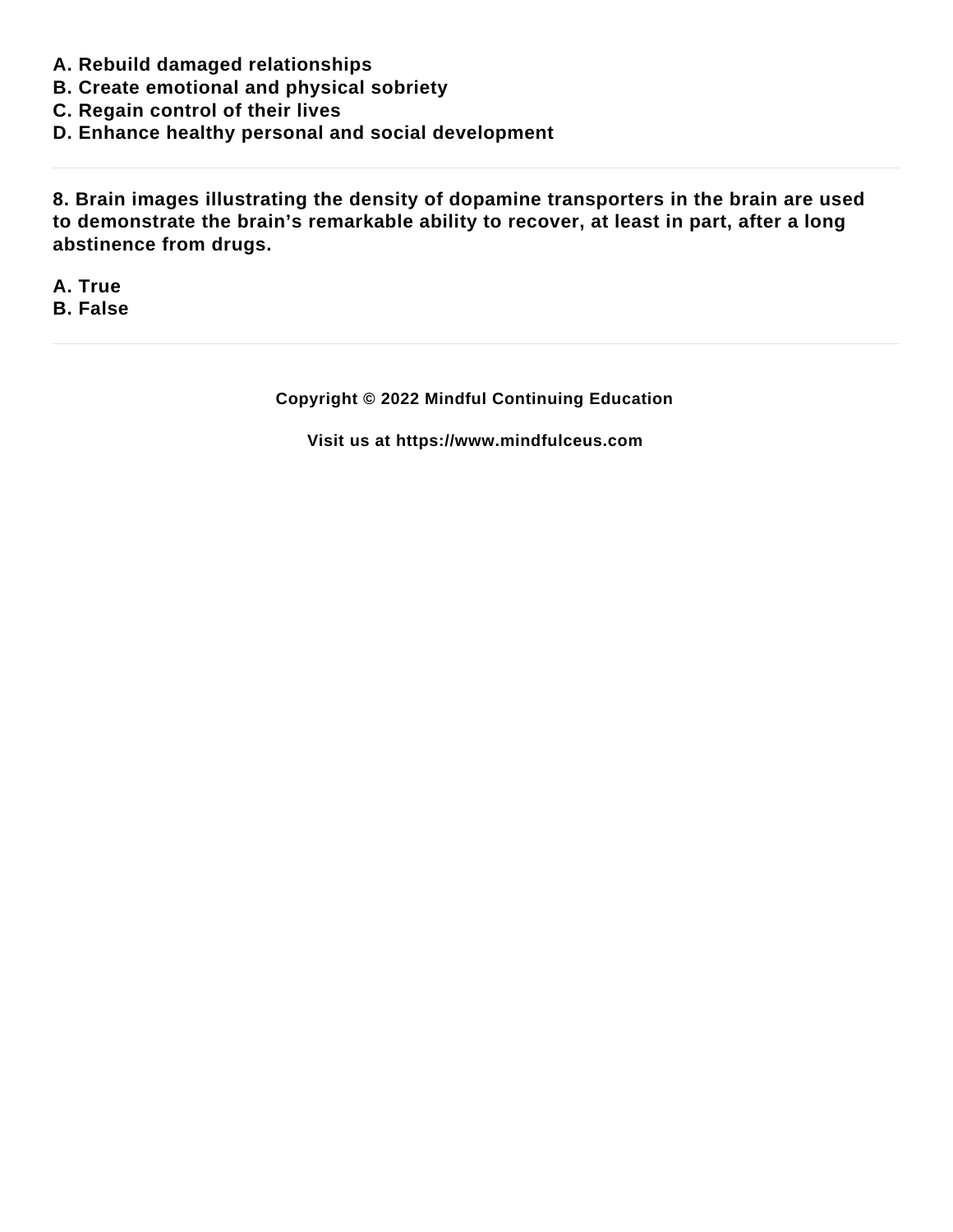**A. Rebuild damaged relationships**
**B. Create emotional and physical sobriety**
**C. Regain control of their lives**
**D. Enhance healthy personal and social development**

---

**8. Brain images illustrating the density of dopamine transporters in the brain are used to demonstrate the brain's remarkable ability to recover, at least in part, after a long abstinence from drugs.**

**A. True**
**B. False**

---

**Copyright © 2022 Mindful Continuing Education**

**Visit us at https://www.mindfulceus.com**